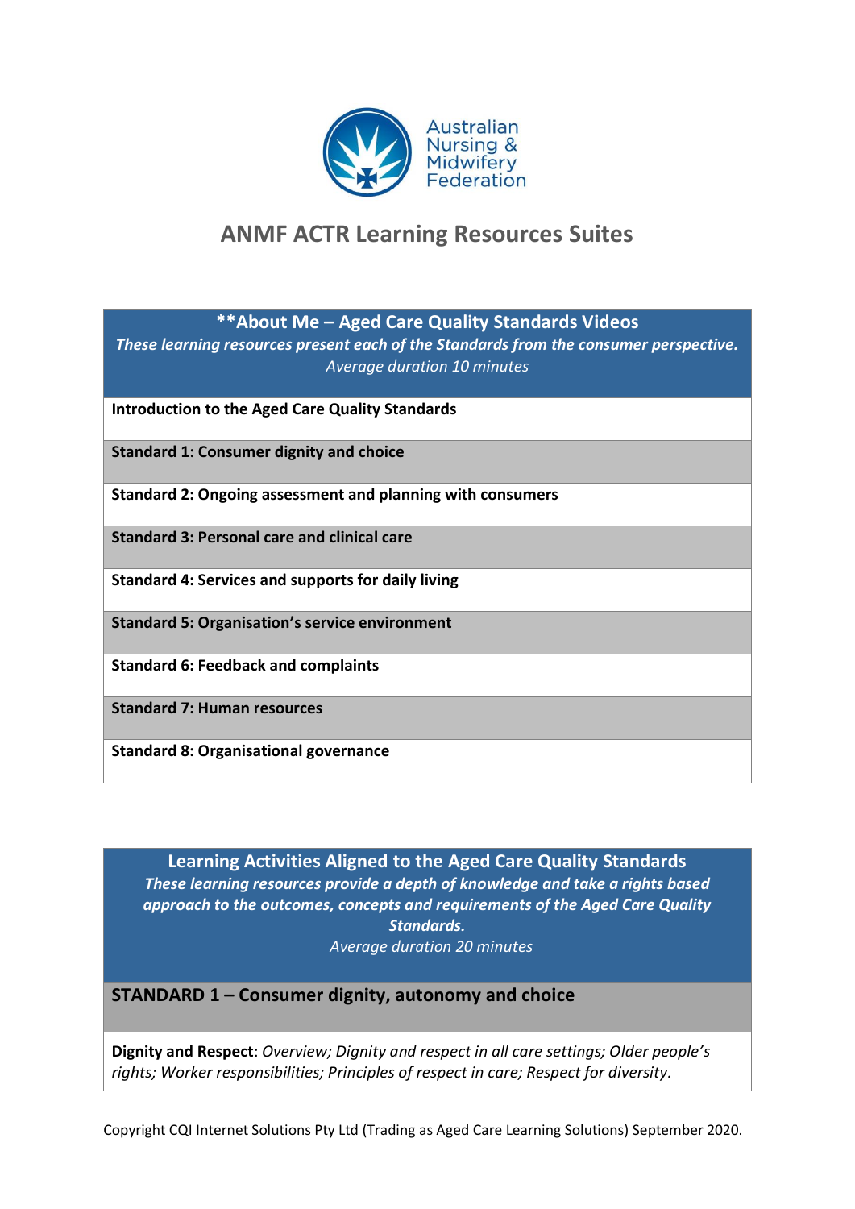Australian Nursing & Midwifery Federation

# ANMF ACTR Learning Resources Suites

| **\*\*About Me – Aged Care Quality Standards Videos**<br>***These learning resources present each of the Standards from the consumer perspective.***<br>*Average duration 10 minutes* |
|---|
| **Introduction to the Aged Care Quality Standards** |
| **Standard 1: Consumer dignity and choice** |
| **Standard 2: Ongoing assessment and planning with consumers** |
| **Standard 3: Personal care and clinical care** |
| **Standard 4: Services and supports for daily living** |
| **Standard 5: Organisation's service environment** |
| **Standard 6: Feedback and complaints** |
| **Standard 7: Human resources** |
| **Standard 8: Organisational governance** |

| **Learning Activities Aligned to the Aged Care Quality Standards**<br>***These learning resources provide a depth of knowledge and take a rights based approach to the outcomes, concepts and requirements of the Aged Care Quality Standards.***<br>*Average duration 20 minutes* |
|---|
| **STANDARD 1 – Consumer dignity, autonomy and choice** |
| **Dignity and Respect**: *Overview; Dignity and respect in all care settings; Older people's rights; Worker responsibilities; Principles of respect in care; Respect for diversity.* |

Copyright CQI Internet Solutions Pty Ltd (Trading as Aged Care Learning Solutions) September 2020.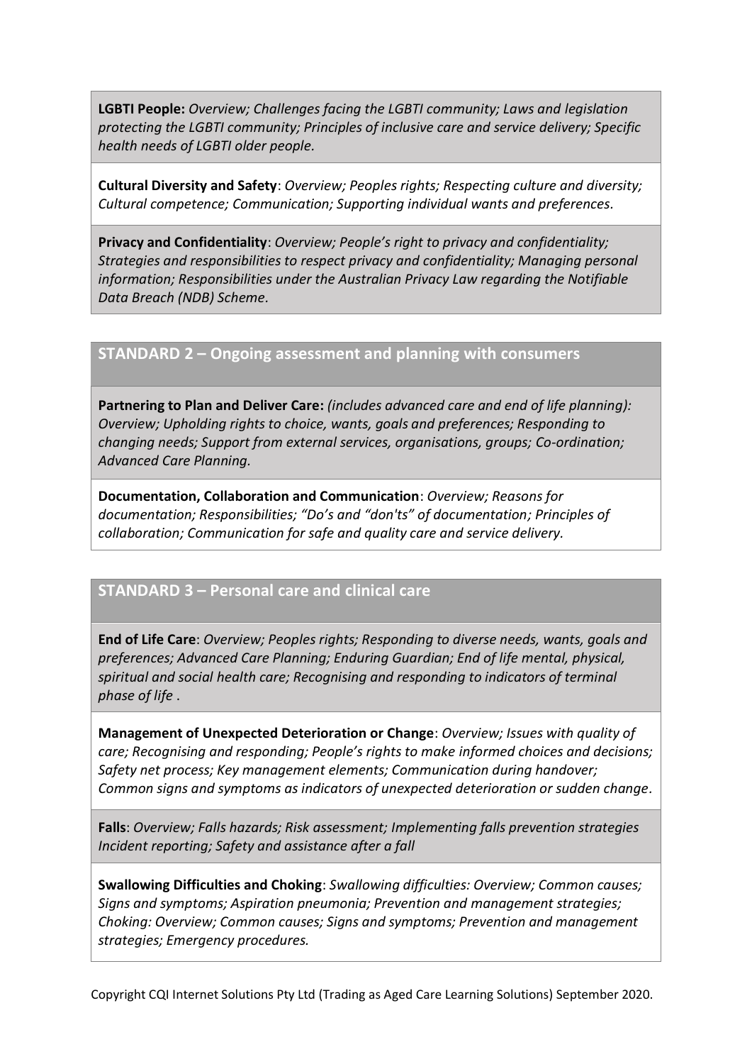**LGBTI People:** *Overview; Challenges facing the LGBTI community; Laws and legislation protecting the LGBTI community; Principles of inclusive care and service delivery; Specific health needs of LGBTI older people.*

**Cultural Diversity and Safety**: *Overview; Peoples rights; Respecting culture and diversity; Cultural competence; Communication; Supporting individual wants and preferences.*

**Privacy and Confidentiality**: *Overview; People's right to privacy and confidentiality; Strategies and responsibilities to respect privacy and confidentiality; Managing personal information; Responsibilities under the Australian Privacy Law regarding the Notifiable Data Breach (NDB) Scheme.*

## STANDARD 2 – Ongoing assessment and planning with consumers

**Partnering to Plan and Deliver Care:** *(includes advanced care and end of life planning): Overview; Upholding rights to choice, wants, goals and preferences; Responding to changing needs; Support from external services, organisations, groups; Co-ordination; Advanced Care Planning.*

**Documentation, Collaboration and Communication**: *Overview; Reasons for documentation; Responsibilities; "Do's and "don'ts" of documentation; Principles of collaboration; Communication for safe and quality care and service delivery.*

## STANDARD 3 – Personal care and clinical care

**End of Life Care**: *Overview; Peoples rights; Responding to diverse needs, wants, goals and preferences; Advanced Care Planning; Enduring Guardian; End of life mental, physical, spiritual and social health care; Recognising and responding to indicators of terminal phase of life .*

**Management of Unexpected Deterioration or Change**: *Overview; Issues with quality of care; Recognising and responding; People's rights to make informed choices and decisions; Safety net process; Key management elements; Communication during handover; Common signs and symptoms as indicators of unexpected deterioration or sudden change.*

**Falls**: *Overview; Falls hazards; Risk assessment; Implementing falls prevention strategies Incident reporting; Safety and assistance after a fall*

**Swallowing Difficulties and Choking**: *Swallowing difficulties: Overview; Common causes; Signs and symptoms; Aspiration pneumonia; Prevention and management strategies; Choking: Overview; Common causes; Signs and symptoms; Prevention and management strategies; Emergency procedures.*

Copyright CQI Internet Solutions Pty Ltd (Trading as Aged Care Learning Solutions) September 2020.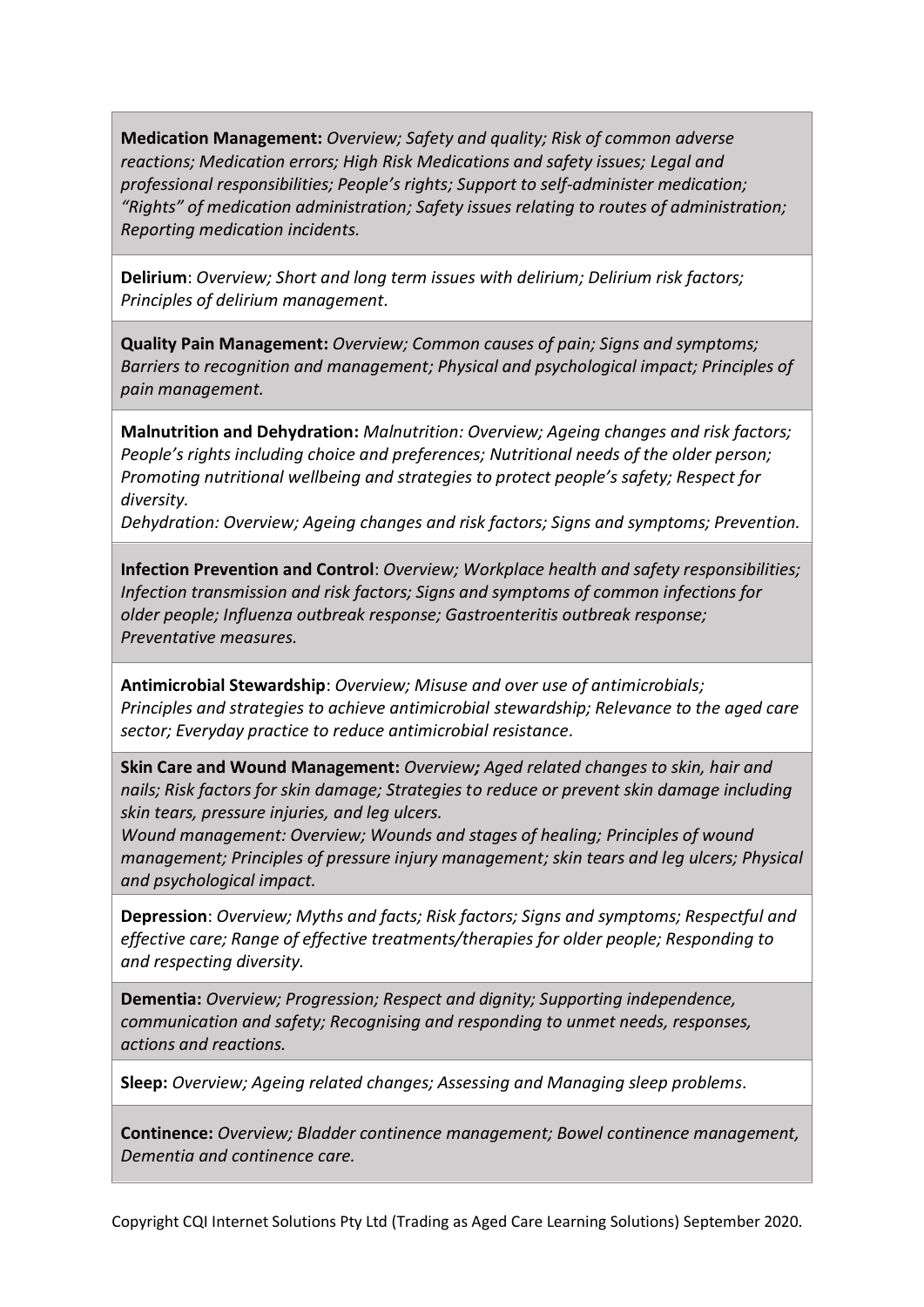**Medication Management:** *Overview; Safety and quality; Risk of common adverse reactions; Medication errors; High Risk Medications and safety issues; Legal and professional responsibilities; People's rights; Support to self-administer medication; "Rights" of medication administration; Safety issues relating to routes of administration; Reporting medication incidents.*

**Delirium**: *Overview; Short and long term issues with delirium; Delirium risk factors; Principles of delirium management.*

**Quality Pain Management:** *Overview; Common causes of pain; Signs and symptoms; Barriers to recognition and management; Physical and psychological impact; Principles of pain management.*

**Malnutrition and Dehydration:** *Malnutrition: Overview; Ageing changes and risk factors; People's rights including choice and preferences; Nutritional needs of the older person; Promoting nutritional wellbeing and strategies to protect people's safety; Respect for diversity.*

*Dehydration: Overview; Ageing changes and risk factors; Signs and symptoms; Prevention.*

**Infection Prevention and Control**: *Overview; Workplace health and safety responsibilities; Infection transmission and risk factors; Signs and symptoms of common infections for older people; Influenza outbreak response; Gastroenteritis outbreak response; Preventative measures.*

**Antimicrobial Stewardship**: *Overview; Misuse and over use of antimicrobials; Principles and strategies to achieve antimicrobial stewardship; Relevance to the aged care sector; Everyday practice to reduce antimicrobial resistance.*

**Skin Care and Wound Management:** *Overview; Aged related changes to skin, hair and nails; Risk factors for skin damage; Strategies to reduce or prevent skin damage including skin tears, pressure injuries, and leg ulcers.*

*Wound management: Overview; Wounds and stages of healing; Principles of wound management; Principles of pressure injury management; skin tears and leg ulcers; Physical and psychological impact.*

**Depression**: *Overview; Myths and facts; Risk factors; Signs and symptoms; Respectful and effective care; Range of effective treatments/therapies for older people; Responding to and respecting diversity.*

**Dementia:** *Overview; Progression; Respect and dignity; Supporting independence, communication and safety; Recognising and responding to unmet needs, responses, actions and reactions.*

**Sleep:** *Overview; Ageing related changes; Assessing and Managing sleep problems.*

**Continence:** *Overview; Bladder continence management; Bowel continence management, Dementia and continence care.*

Copyright CQI Internet Solutions Pty Ltd (Trading as Aged Care Learning Solutions) September 2020.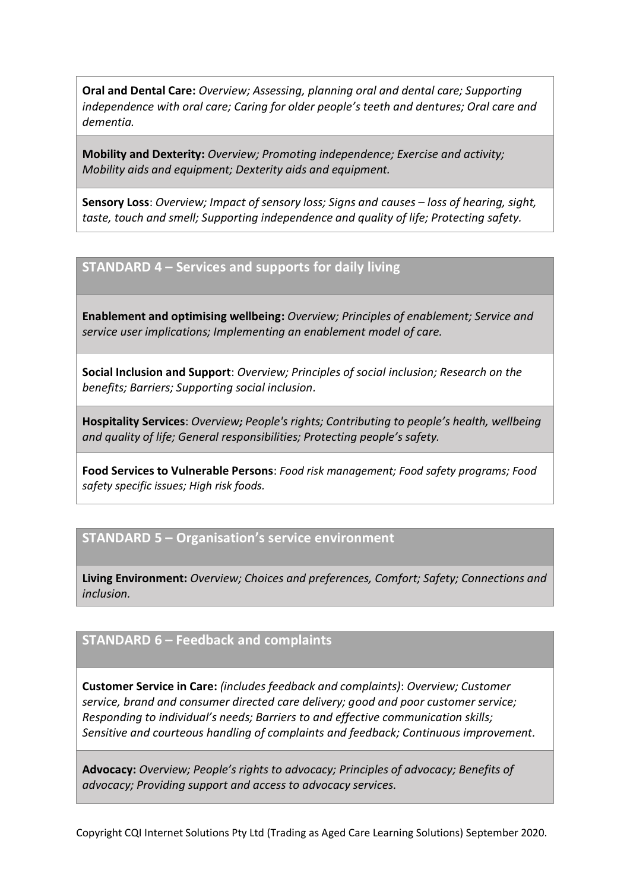**Oral and Dental Care:** *Overview; Assessing, planning oral and dental care; Supporting independence with oral care; Caring for older people's teeth and dentures; Oral care and dementia.*

**Mobility and Dexterity:** *Overview; Promoting independence; Exercise and activity; Mobility aids and equipment; Dexterity aids and equipment.*

**Sensory Loss**: *Overview; Impact of sensory loss; Signs and causes – loss of hearing, sight, taste, touch and smell; Supporting independence and quality of life; Protecting safety.*

## STANDARD 4 – Services and supports for daily living

**Enablement and optimising wellbeing:** *Overview; Principles of enablement; Service and service user implications; Implementing an enablement model of care.*

**Social Inclusion and Support**: *Overview; Principles of social inclusion; Research on the benefits; Barriers; Supporting social inclusion*.

**Hospitality Services**: *Overview; People's rights; Contributing to people's health, wellbeing and quality of life; General responsibilities; Protecting people's safety.*

**Food Services to Vulnerable Persons**: *Food risk management; Food safety programs; Food safety specific issues; High risk foods.*

## STANDARD 5 – Organisation's service environment

**Living Environment:** *Overview; Choices and preferences, Comfort; Safety; Connections and inclusion.*

## STANDARD 6 – Feedback and complaints

**Customer Service in Care:** *(includes feedback and complaints)*: *Overview; Customer service, brand and consumer directed care delivery; good and poor customer service; Responding to individual's needs; Barriers to and effective communication skills; Sensitive and courteous handling of complaints and feedback; Continuous improvement.*

**Advocacy:** *Overview; People's rights to advocacy; Principles of advocacy; Benefits of advocacy; Providing support and access to advocacy services.*

Copyright CQI Internet Solutions Pty Ltd (Trading as Aged Care Learning Solutions) September 2020.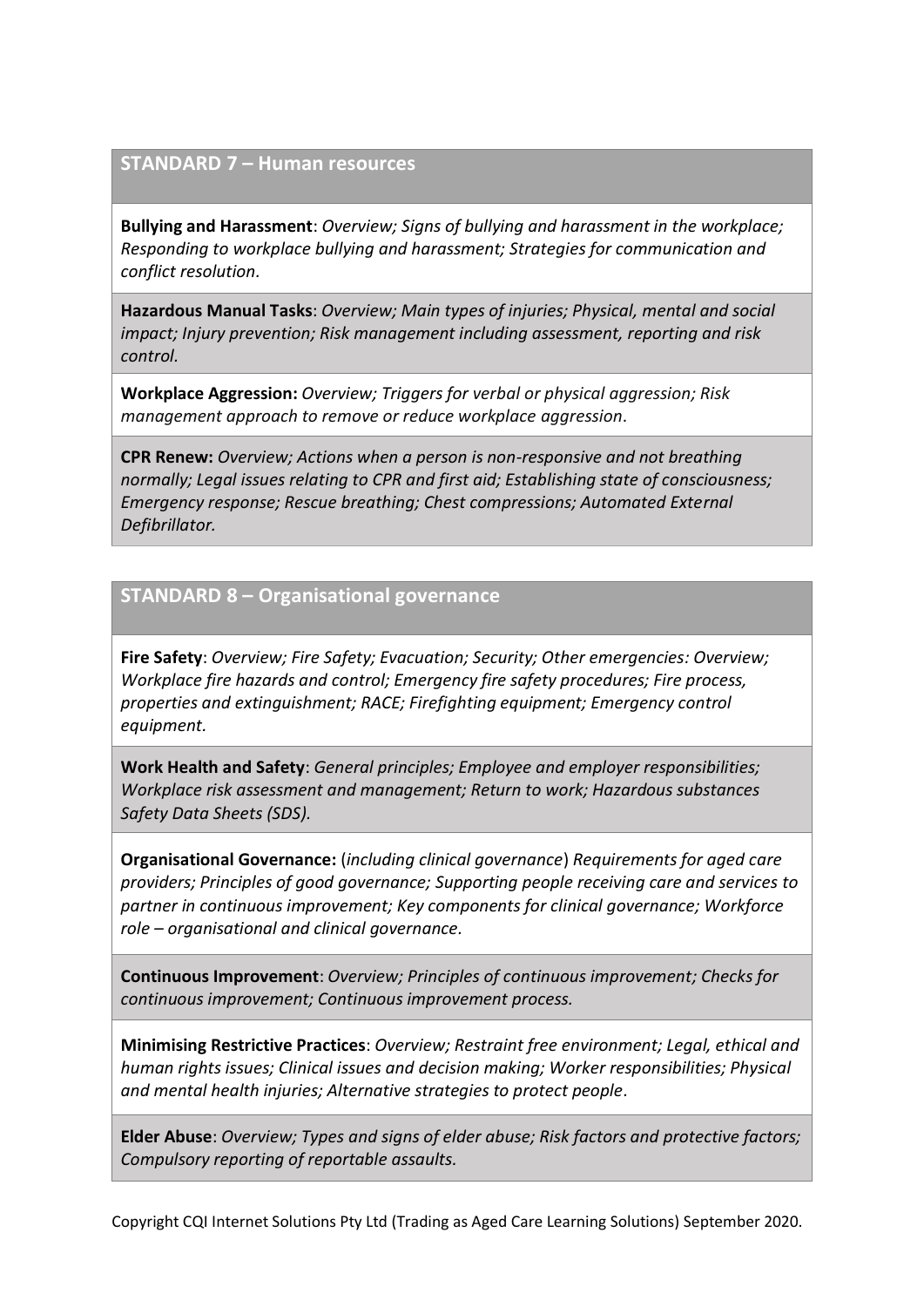## STANDARD 7 – Human resources

**Bullying and Harassment**: *Overview; Signs of bullying and harassment in the workplace; Responding to workplace bullying and harassment; Strategies for communication and conflict resolution.*

**Hazardous Manual Tasks**: *Overview; Main types of injuries; Physical, mental and social impact; Injury prevention; Risk management including assessment, reporting and risk control.*

**Workplace Aggression:** *Overview; Triggers for verbal or physical aggression; Risk management approach to remove or reduce workplace aggression.*

**CPR Renew:** *Overview; Actions when a person is non-responsive and not breathing normally; Legal issues relating to CPR and first aid; Establishing state of consciousness; Emergency response; Rescue breathing; Chest compressions; Automated External Defibrillator.*

## STANDARD 8 – Organisational governance

**Fire Safety**: *Overview; Fire Safety; Evacuation; Security; Other emergencies: Overview; Workplace fire hazards and control; Emergency fire safety procedures; Fire process, properties and extinguishment; RACE; Firefighting equipment; Emergency control equipment.*

**Work Health and Safety**: *General principles; Employee and employer responsibilities; Workplace risk assessment and management; Return to work; Hazardous substances Safety Data Sheets (SDS).*

**Organisational Governance:** (*including clinical governance*) *Requirements for aged care providers; Principles of good governance; Supporting people receiving care and services to partner in continuous improvement; Key components for clinical governance; Workforce role – organisational and clinical governance.*

**Continuous Improvement**: *Overview; Principles of continuous improvement; Checks for continuous improvement; Continuous improvement process.*

**Minimising Restrictive Practices**: *Overview; Restraint free environment; Legal, ethical and human rights issues; Clinical issues and decision making; Worker responsibilities; Physical and mental health injuries; Alternative strategies to protect people.*

**Elder Abuse**: *Overview; Types and signs of elder abuse; Risk factors and protective factors; Compulsory reporting of reportable assaults.*

Copyright CQI Internet Solutions Pty Ltd (Trading as Aged Care Learning Solutions) September 2020.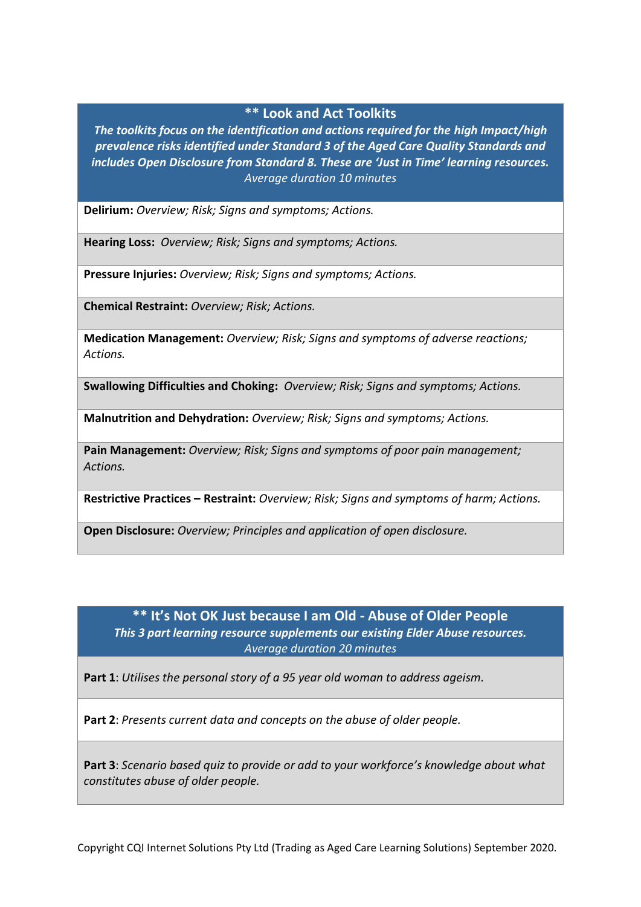## ** Look and Act Toolkits

***The toolkits focus on the identification and actions required for the high Impact/high prevalence risks identified under Standard 3 of the Aged Care Quality Standards and includes Open Disclosure from Standard 8. These are 'Just in Time' learning resources.***

*Average duration 10 minutes*

**Delirium:** *Overview; Risk; Signs and symptoms; Actions.*

**Hearing Loss:** *Overview; Risk; Signs and symptoms; Actions.*

**Pressure Injuries:** *Overview; Risk; Signs and symptoms; Actions.*

**Chemical Restraint:** *Overview; Risk; Actions.*

**Medication Management:** *Overview; Risk; Signs and symptoms of adverse reactions; Actions.*

**Swallowing Difficulties and Choking:** *Overview; Risk; Signs and symptoms; Actions.*

**Malnutrition and Dehydration:** *Overview; Risk; Signs and symptoms; Actions.*

**Pain Management:** *Overview; Risk; Signs and symptoms of poor pain management; Actions.*

**Restrictive Practices – Restraint:** *Overview; Risk; Signs and symptoms of harm; Actions.*

**Open Disclosure:** *Overview; Principles and application of open disclosure.*

## ** It's Not OK Just because I am Old - Abuse of Older People

***This 3 part learning resource supplements our existing Elder Abuse resources.***

*Average duration 20 minutes*

**Part 1**: *Utilises the personal story of a 95 year old woman to address ageism.*

**Part 2**: *Presents current data and concepts on the abuse of older people.*

**Part 3**: *Scenario based quiz to provide or add to your workforce's knowledge about what constitutes abuse of older people.*

Copyright CQI Internet Solutions Pty Ltd (Trading as Aged Care Learning Solutions) September 2020.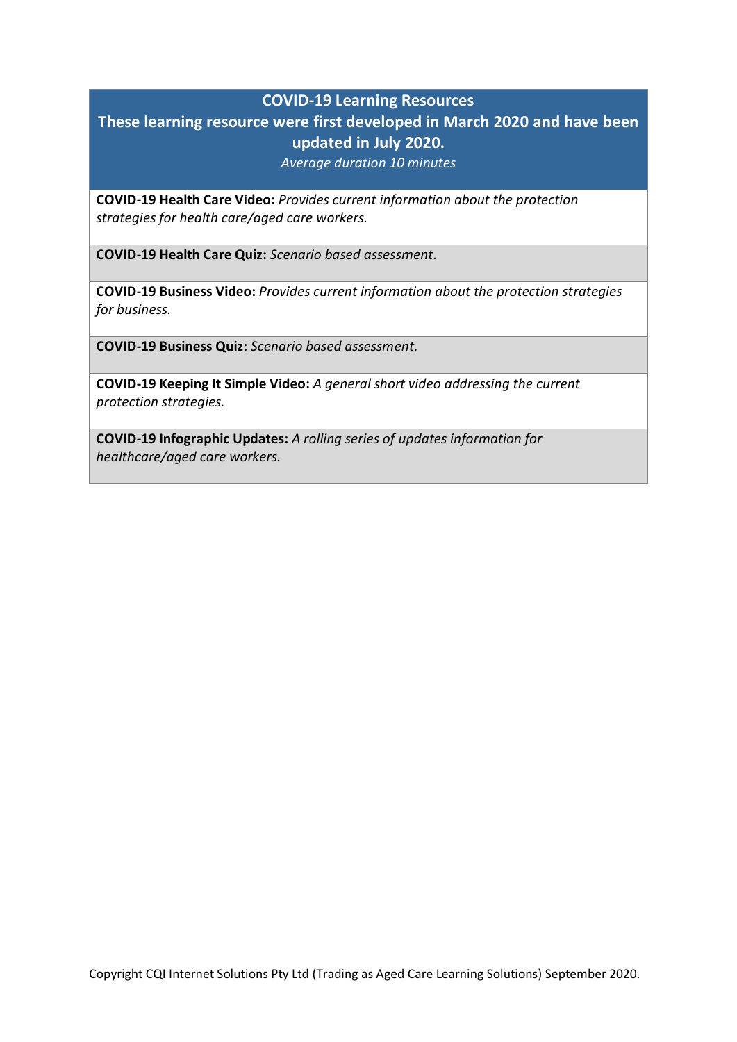| COVID-19 Learning Resources<br>These learning resource were first developed in March 2020 and have been updated in July 2020.<br>*Average duration 10 minutes* |
|---|
| **COVID-19 Health Care Video:** *Provides current information about the protection strategies for health care/aged care workers.* |
| **COVID-19 Health Care Quiz:** *Scenario based assessment.* |
| **COVID-19 Business Video:** *Provides current information about the protection strategies for business.* |
| **COVID-19 Business Quiz:** *Scenario based assessment.* |
| **COVID-19 Keeping It Simple Video:** *A general short video addressing the current protection strategies.* |
| **COVID-19 Infographic Updates:** *A rolling series of updates information for healthcare/aged care workers.* |

Copyright CQI Internet Solutions Pty Ltd (Trading as Aged Care Learning Solutions) September 2020.